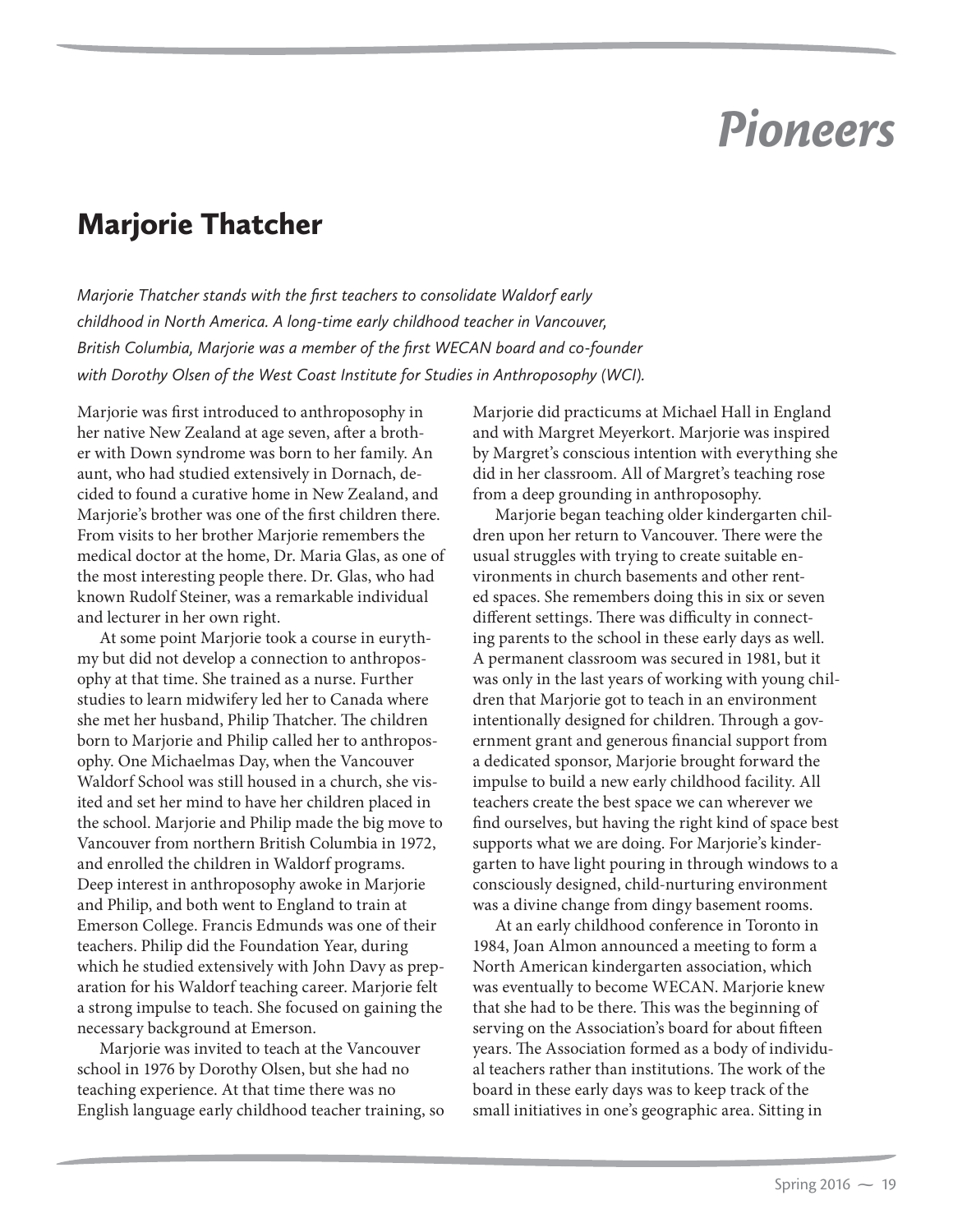# Pioneers

## Marjorie Thatcher

*Marjorie Thatcher stands with the first teachers to consolidate Waldorf early childhood in North America. A long-time early childhood teacher in Vancouver, British Columbia, Marjorie was a member of the first WECAN board and co-founder with Dorothy Olsen of the West Coast Institute for Studies in Anthroposophy (WCI).*

Marjorie was first introduced to anthroposophy in her native New Zealand at age seven, after a brother with Down syndrome was born to her family. An aunt, who had studied extensively in Dornach, decided to found a curative home in New Zealand, and Marjorie's brother was one of the first children there. From visits to her brother Marjorie remembers the medical doctor at the home, Dr. Maria Glas, as one of the most interesting people there. Dr. Glas, who had known Rudolf Steiner, was a remarkable individual and lecturer in her own right.

At some point Marjorie took a course in eurythmy but did not develop a connection to anthroposophy at that time. She trained as a nurse. Further studies to learn midwifery led her to Canada where she met her husband, Philip Thatcher. The children born to Marjorie and Philip called her to anthroposophy. One Michaelmas Day, when the Vancouver Waldorf School was still housed in a church, she visited and set her mind to have her children placed in the school. Marjorie and Philip made the big move to Vancouver from northern British Columbia in 1972, and enrolled the children in Waldorf programs. Deep interest in anthroposophy awoke in Marjorie and Philip, and both went to England to train at Emerson College. Francis Edmunds was one of their teachers. Philip did the Foundation Year, during which he studied extensively with John Davy as preparation for his Waldorf teaching career. Marjorie felt a strong impulse to teach. She focused on gaining the necessary background at Emerson.

Marjorie was invited to teach at the Vancouver school in 1976 by Dorothy Olsen, but she had no teaching experience. At that time there was no English language early childhood teacher training, so Marjorie did practicums at Michael Hall in England and with Margret Meyerkort. Marjorie was inspired by Margret's conscious intention with everything she did in her classroom. All of Margret's teaching rose from a deep grounding in anthroposophy.

Marjorie began teaching older kindergarten children upon her return to Vancouver. There were the usual struggles with trying to create suitable environments in church basements and other rented spaces. She remembers doing this in six or seven different settings. There was difficulty in connecting parents to the school in these early days as well. A permanent classroom was secured in 1981, but it was only in the last years of working with young children that Marjorie got to teach in an environment intentionally designed for children. Through a government grant and generous financial support from a dedicated sponsor, Marjorie brought forward the impulse to build a new early childhood facility. All teachers create the best space we can wherever we find ourselves, but having the right kind of space best supports what we are doing. For Marjorie's kindergarten to have light pouring in through windows to a consciously designed, child-nurturing environment was a divine change from dingy basement rooms.

At an early childhood conference in Toronto in 1984, Joan Almon announced a meeting to form a North American kindergarten association, which was eventually to become WECAN. Marjorie knew that she had to be there. This was the beginning of serving on the Association's board for about fifteen years. The Association formed as a body of individual teachers rather than institutions. The work of the board in these early days was to keep track of the small initiatives in one's geographic area. Sitting in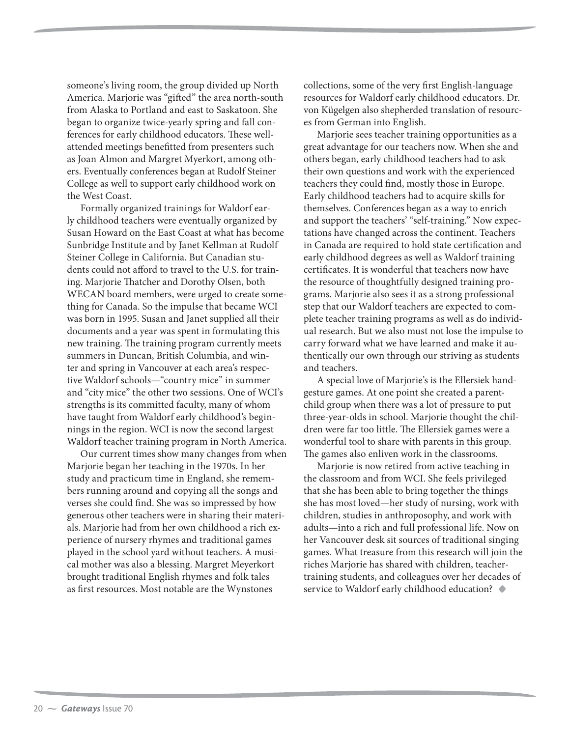someone's living room, the group divided up North America. Marjorie was "gifted" the area north-south from Alaska to Portland and east to Saskatoon. She began to organize twice-yearly spring and fall conferences for early childhood educators. These well-attended meetings benefitted from presenters such as Joan Almon and Margret Myerkort, among others. Eventually conferences began at Rudolf Steiner College as well to support early childhood work on the West Coast.

Formally organized trainings for Waldorf early childhood teachers were eventually organized by Susan Howard on the East Coast at what has become Sunbridge Institute and by Janet Kellman at Rudolf Steiner College in California. But Canadian students could not afford to travel to the U.S. for training. Marjorie Thatcher and Dorothy Olsen, both WECAN board members, were urged to create something for Canada. So the impulse that became WCI was born in 1995. Susan and Janet supplied all their documents and a year was spent in formulating this new training. The training program currently meets summers in Duncan, British Columbia, and winter and spring in Vancouver at each area's respective Waldorf schools—"country mice" in summer and "city mice" the other two sessions. One of WCI's strengths is its committed faculty, many of whom have taught from Waldorf early childhood's beginnings in the region. WCI is now the second largest Waldorf teacher training program in North America.

Our current times show many changes from when Marjorie began her teaching in the 1970s. In her study and practicum time in England, she remembers running around and copying all the songs and verses she could find. She was so impressed by how generous other teachers were in sharing their materials. Marjorie had from her own childhood a rich experience of nursery rhymes and traditional games played in the school yard without teachers. A musical mother was also a blessing. Margret Meyerkort brought traditional English rhymes and folk tales as first resources. Most notable are the Wynstones collections, some of the very first English-language resources for Waldorf early childhood educators. Dr. von Kügelgen also shepherded translation of resources from German into English.

Marjorie sees teacher training opportunities as a great advantage for our teachers now. When she and others began, early childhood teachers had to ask their own questions and work with the experienced teachers they could find, mostly those in Europe. Early childhood teachers had to acquire skills for themselves. Conferences began as a way to enrich and support the teachers' "self-training." Now expectations have changed across the continent. Teachers in Canada are required to hold state certification and early childhood degrees as well as Waldorf training certificates. It is wonderful that teachers now have the resource of thoughtfully designed training programs. Marjorie also sees it as a strong professional step that our Waldorf teachers are expected to complete teacher training programs as well as do individual research. But we also must not lose the impulse to carry forward what we have learned and make it authentically our own through our striving as students and teachers.

A special love of Marjorie's is the Ellersiek hand-gesture games. At one point she created a parent-child group when there was a lot of pressure to put three-year-olds in school. Marjorie thought the children were far too little. The Ellersiek games were a wonderful tool to share with parents in this group. The games also enliven work in the classrooms.

Marjorie is now retired from active teaching in the classroom and from WCI. She feels privileged that she has been able to bring together the things she has most loved—her study of nursing, work with children, studies in anthroposophy, and work with adults—into a rich and full professional life. Now on her Vancouver desk sit sources of traditional singing games. What treasure from this research will join the riches Marjorie has shared with children, teacher-training students, and colleagues over her decades of service to Waldorf early childhood education? ◆